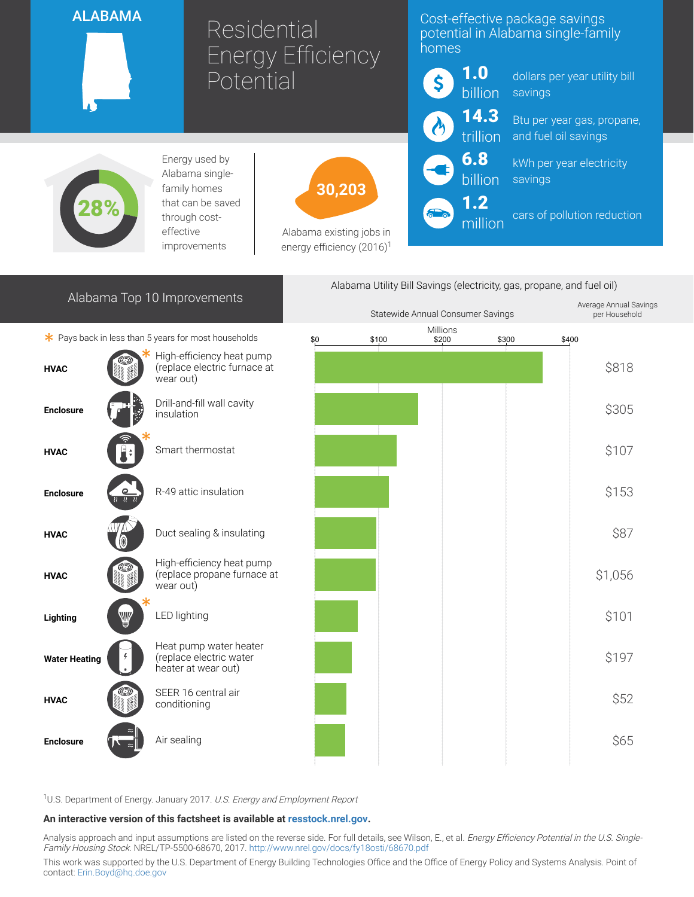# ALABAMA

# Residential Energy Efficiency Potential

## Cost-effective package savings potential in Alabama single-family homes

- **1.0 billion** dollars per year utility bill savings
- **14.3 trillion** Btu per year gas, propane, and fuel oil savings
- **6.8 billion** kWh per year electricity savings
- **1.2 million** cars of pollution reduction

**28%** Energy used by Alabama single-family homes that can be saved through cost-effective improvements

**30,203** Alabama existing jobs in energy efficiency (2016)[1]

## Alabama Top 10 Improvements

\* Pays back in less than 5 years for most households

Alabama Utility Bill Savings (electricity, gas, propane, and fuel oil)

| Category | Improvement | Average Annual Savings per Household |
|---|---|---|
| HVAC | High-efficiency heat pump (replace electric furnace at wear out) * | $818 |
| Enclosure | Drill-and-fill wall cavity insulation | $305 |
| HVAC | Smart thermostat * | $107 |
| Enclosure | R-49 attic insulation | $153 |
| HVAC | Duct sealing & insulating | $87 |
| HVAC | High-efficiency heat pump (replace propane furnace at wear out) | $1,056 |
| Lighting | LED lighting * | $101 |
| Water Heating | Heat pump water heater (replace electric water heater at wear out) | $197 |
| HVAC | SEER 16 central air conditioning | $52 |
| Enclosure | Air sealing | $65 |

[1]U.S. Department of Energy. January 2017. *U.S. Energy and Employment Report*

**An interactive version of this factsheet is available at resstock.nrel.gov.**

Analysis approach and input assumptions are listed on the reverse side. For full details, see Wilson, E., et al. *Energy Efficiency Potential in the U.S. Single-Family Housing Stock*. NREL/TP-5500-68670, 2017. http://www.nrel.gov/docs/fy18osti/68670.pdf

This work was supported by the U.S. Department of Energy Building Technologies Office and the Office of Energy Policy and Systems Analysis. Point of contact: Erin.Boyd@hq.doe.gov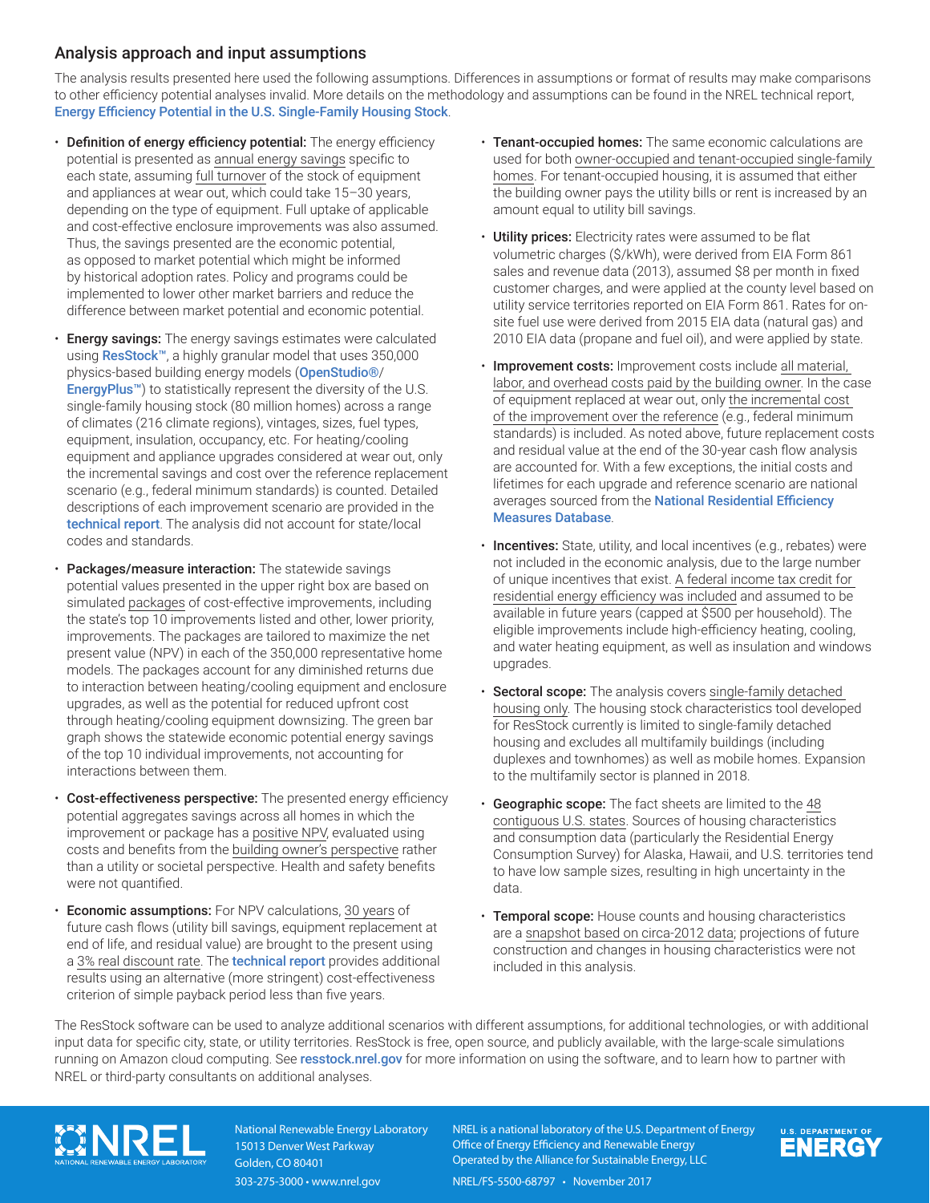## Analysis approach and input assumptions

The analysis results presented here used the following assumptions. Differences in assumptions or format of results may make comparisons to other efficiency potential analyses invalid. More details on the methodology and assumptions can be found in the NREL technical report, Energy Efficiency Potential in the U.S. Single-Family Housing Stock.

- **Definition of energy efficiency potential:** The energy efficiency potential is presented as annual energy savings specific to each state, assuming full turnover of the stock of equipment and appliances at wear out, which could take 15–30 years, depending on the type of equipment. Full uptake of applicable and cost-effective enclosure improvements was also assumed. Thus, the savings presented are the economic potential, as opposed to market potential which might be informed by historical adoption rates. Policy and programs could be implemented to lower other market barriers and reduce the difference between market potential and economic potential.
- **Energy savings:** The energy savings estimates were calculated using ResStock™, a highly granular model that uses 350,000 physics-based building energy models (OpenStudio®/ EnergyPlus™) to statistically represent the diversity of the U.S. single-family housing stock (80 million homes) across a range of climates (216 climate regions), vintages, sizes, fuel types, equipment, insulation, occupancy, etc. For heating/cooling equipment and appliance upgrades considered at wear out, only the incremental savings and cost over the reference replacement scenario (e.g., federal minimum standards) is counted. Detailed descriptions of each improvement scenario are provided in the technical report. The analysis did not account for state/local codes and standards.
- **Packages/measure interaction:** The statewide savings potential values presented in the upper right box are based on simulated packages of cost-effective improvements, including the state's top 10 improvements listed and other, lower priority, improvements. The packages are tailored to maximize the net present value (NPV) in each of the 350,000 representative home models. The packages account for any diminished returns due to interaction between heating/cooling equipment and enclosure upgrades, as well as the potential for reduced upfront cost through heating/cooling equipment downsizing. The green bar graph shows the statewide economic potential energy savings of the top 10 individual improvements, not accounting for interactions between them.
- **Cost-effectiveness perspective:** The presented energy efficiency potential aggregates savings across all homes in which the improvement or package has a positive NPV, evaluated using costs and benefits from the building owner's perspective rather than a utility or societal perspective. Health and safety benefits were not quantified.
- **Economic assumptions:** For NPV calculations, 30 years of future cash flows (utility bill savings, equipment replacement at end of life, and residual value) are brought to the present using a 3% real discount rate. The technical report provides additional results using an alternative (more stringent) cost-effectiveness criterion of simple payback period less than five years.
- **Tenant-occupied homes:** The same economic calculations are used for both owner-occupied and tenant-occupied single-family homes. For tenant-occupied housing, it is assumed that either the building owner pays the utility bills or rent is increased by an amount equal to utility bill savings.
- **Utility prices:** Electricity rates were assumed to be flat volumetric charges ($/kWh), were derived from EIA Form 861 sales and revenue data (2013), assumed $8 per month in fixed customer charges, and were applied at the county level based on utility service territories reported on EIA Form 861. Rates for on-site fuel use were derived from 2015 EIA data (natural gas) and 2010 EIA data (propane and fuel oil), and were applied by state.
- **Improvement costs:** Improvement costs include all material, labor, and overhead costs paid by the building owner. In the case of equipment replaced at wear out, only the incremental cost of the improvement over the reference (e.g., federal minimum standards) is included. As noted above, future replacement costs and residual value at the end of the 30-year cash flow analysis are accounted for. With a few exceptions, the initial costs and lifetimes for each upgrade and reference scenario are national averages sourced from the National Residential Efficiency Measures Database.
- **Incentives:** State, utility, and local incentives (e.g., rebates) were not included in the economic analysis, due to the large number of unique incentives that exist. A federal income tax credit for residential energy efficiency was included and assumed to be available in future years (capped at $500 per household). The eligible improvements include high-efficiency heating, cooling, and water heating equipment, as well as insulation and windows upgrades.
- **Sectoral scope:** The analysis covers single-family detached housing only. The housing stock characteristics tool developed for ResStock currently is limited to single-family detached housing and excludes all multifamily buildings (including duplexes and townhomes) as well as mobile homes. Expansion to the multifamily sector is planned in 2018.
- **Geographic scope:** The fact sheets are limited to the 48 contiguous U.S. states. Sources of housing characteristics and consumption data (particularly the Residential Energy Consumption Survey) for Alaska, Hawaii, and U.S. territories tend to have low sample sizes, resulting in high uncertainty in the data.
- **Temporal scope:** House counts and housing characteristics are a snapshot based on circa-2012 data; projections of future construction and changes in housing characteristics were not included in this analysis.

The ResStock software can be used to analyze additional scenarios with different assumptions, for additional technologies, or with additional input data for specific city, state, or utility territories. ResStock is free, open source, and publicly available, with the large-scale simulations running on Amazon cloud computing. See resstock.nrel.gov for more information on using the software, and to learn how to partner with NREL or third-party consultants on additional analyses.

NREL
NATIONAL RENEWABLE ENERGY LABORATORY

National Renewable Energy Laboratory
15013 Denver West Parkway
Golden, CO 80401
303-275-3000 • www.nrel.gov

NREL is a national laboratory of the U.S. Department of Energy
Office of Energy Efficiency and Renewable Energy
Operated by the Alliance for Sustainable Energy, LLC

NREL/FS-5500-68797 • November 2017

U.S. DEPARTMENT OF ENERGY